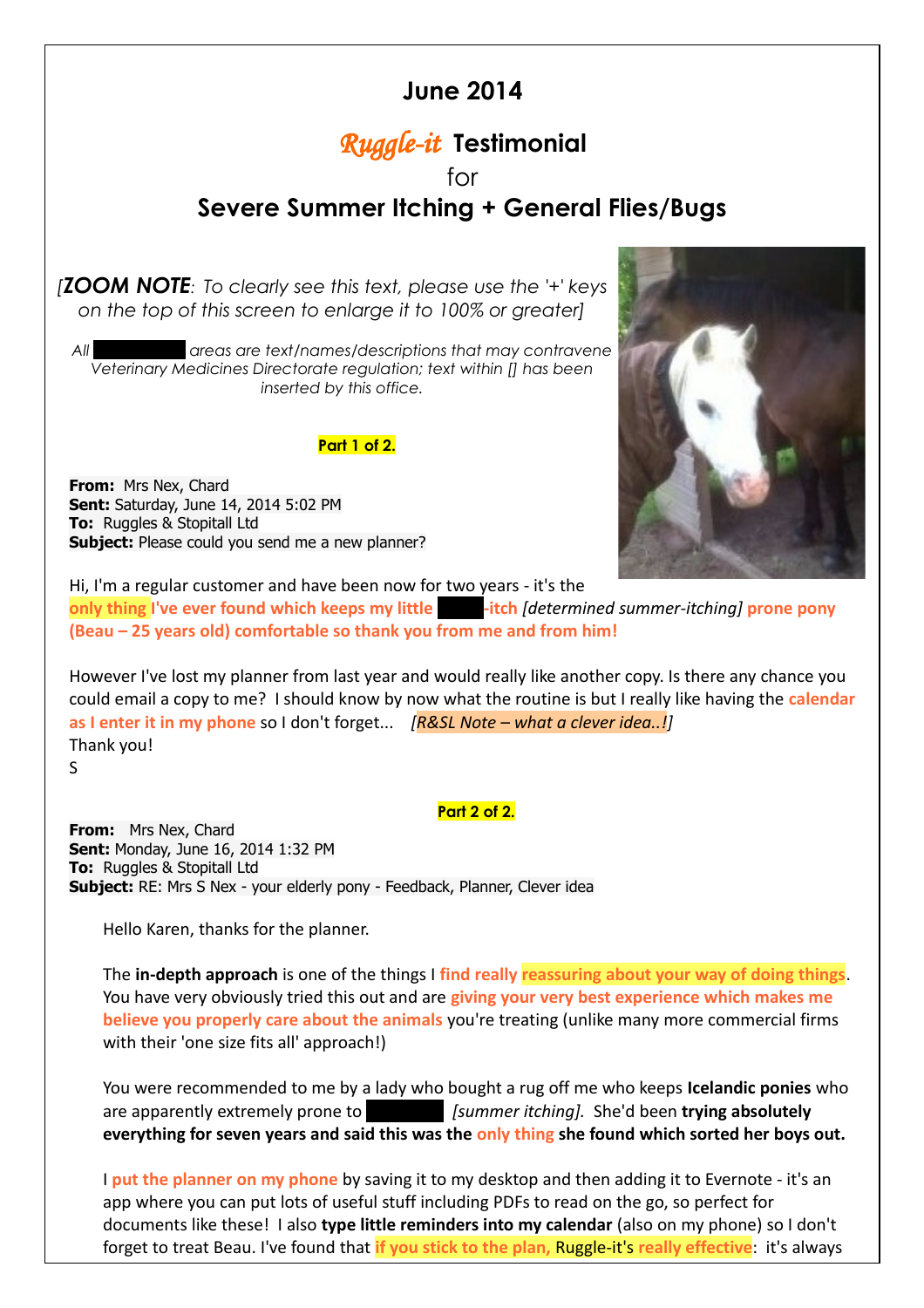# June 2014

## *Ruggle-it* Testimonial

for

## Severe Summer Itching + General Flies/Bugs

*[**ZOOM NOTE**: To clearly see this text, please use the '+' keys on the top of this screen to enlarge it to 100% or greater]*

*All ██████ areas are text/names/descriptions that may contravene Veterinary Medicines Directorate regulation; text within [] has been inserted by this office.*

**Part 1 of 2.**

**From:** Mrs Nex, Chard
**Sent:** Saturday, June 14, 2014 5:02 PM
**To:** Ruggles & Stopitall Ltd
**Subject:** Please could you send me a new planner?

Hi, I'm a regular customer and have been now for two years - it's the **only thing I've ever found which keeps my little ████-itch** *[determined summer-itching]* **prone pony (Beau – 25 years old) comfortable so thank you from me and from him!**

However I've lost my planner from last year and would really like another copy. Is there any chance you could email a copy to me? I should know by now what the routine is but I really like having the calendar as I enter it in my phone so I don't forget... *[R&SL Note – what a clever idea..!]*
Thank you!
S

**Part 2 of 2.**

**From:** Mrs Nex, Chard
**Sent:** Monday, June 16, 2014 1:32 PM
**To:** Ruggles & Stopitall Ltd
**Subject:** RE: Mrs S Nex - your elderly pony - Feedback, Planner, Clever idea

Hello Karen, thanks for the planner.

The **in-depth approach** is one of the things I **find really reassuring about your way of doing things**. You have very obviously tried this out and are **giving your very best experience which makes me believe you properly care about the animals** you're treating (unlike many more commercial firms with their 'one size fits all' approach!)

You were recommended to me by a lady who bought a rug off me who keeps **Icelandic ponies** who are apparently extremely prone to ██████ *[summer itching].* She'd been **trying absolutely everything for seven years and said this was the only thing she found which sorted her boys out.**

I **put the planner on my phone** by saving it to my desktop and then adding it to Evernote - it's an app where you can put lots of useful stuff including PDFs to read on the go, so perfect for documents like these! I also **type little reminders into my calendar** (also on my phone) so I don't forget to treat Beau. I've found that **if you stick to the plan,** Ruggle-it's **really effective**: it's always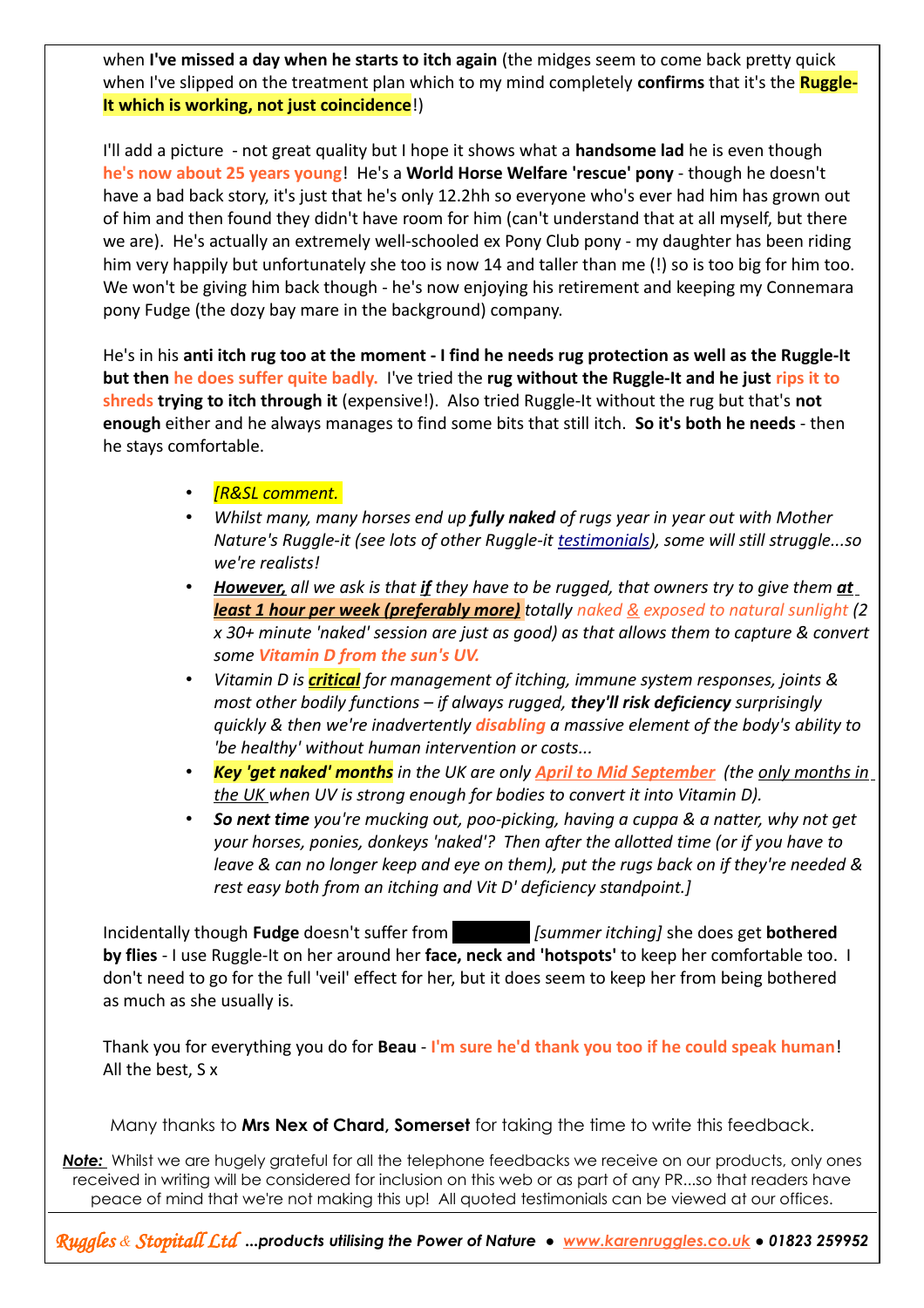when **I've missed a day when he starts to itch again** (the midges seem to come back pretty quick when I've slipped on the treatment plan which to my mind completely **confirms** that it's the **Ruggle-It which is working, not just coincidence**!)

I'll add a picture - not great quality but I hope it shows what a **handsome lad** he is even though **he's now about 25 years young**! He's a **World Horse Welfare 'rescue' pony** - though he doesn't have a bad back story, it's just that he's only 12.2hh so everyone who's ever had him has grown out of him and then found they didn't have room for him (can't understand that at all myself, but there we are). He's actually an extremely well-schooled ex Pony Club pony - my daughter has been riding him very happily but unfortunately she too is now 14 and taller than me (!) so is too big for him too. We won't be giving him back though - he's now enjoying his retirement and keeping my Connemara pony Fudge (the dozy bay mare in the background) company.

He's in his **anti itch rug too at the moment - I find he needs rug protection as well as the Ruggle-It but then he does suffer quite badly.** I've tried the **rug without the Ruggle-It and he just rips it to shreds trying to itch through it** (expensive!). Also tried Ruggle-It without the rug but that's **not enough** either and he always manages to find some bits that still itch. **So it's both he needs** - then he stays comfortable.

- *[R&SL comment.*
- *Whilst many, many horses end up **fully naked** of rugs year in year out with Mother Nature's Ruggle-it (see lots of other Ruggle-it testimonials), some will still struggle...so we're realists!*
- ***However,** all we ask is that **if** they have to be rugged, that owners try to give them **at least 1 hour per week (preferably more)** totally naked & exposed to natural sunlight (2 x 30+ minute 'naked' session are just as good) as that allows them to capture & convert some **Vitamin D from the sun's UV.***
- *Vitamin D is **critical** for management of itching, immune system responses, joints & most other bodily functions – if always rugged, **they'll risk deficiency** surprisingly quickly & then we're inadvertently **disabling** a massive element of the body's ability to 'be healthy' without human intervention or costs...*
- ***Key 'get naked' months** in the UK are only **April to Mid September** (the only months in the UK when UV is strong enough for bodies to convert it into Vitamin D).*
- ***So next time** you're mucking out, poo-picking, having a cuppa & a natter, why not get your horses, ponies, donkeys 'naked'? Then after the allotted time (or if you have to leave & can no longer keep and eye on them), put the rugs back on if they're needed & rest easy both from an itching and Vit D' deficiency standpoint.]*

Incidentally though **Fudge** doesn't suffer from ██████ *[summer itching]* she does get **bothered by flies** - I use Ruggle-It on her around her **face, neck and 'hotspots'** to keep her comfortable too. I don't need to go for the full 'veil' effect for her, but it does seem to keep her from being bothered as much as she usually is.

Thank you for everything you do for **Beau** - **I'm sure he'd thank you too if he could speak human**! All the best, S x

Many thanks to **Mrs Nex of Chard**, **Somerset** for taking the time to write this feedback.

***Note:*** Whilst we are hugely grateful for all the telephone feedbacks we receive on our products, only ones received in writing will be considered for inclusion on this web or as part of any PR...so that readers have peace of mind that we're not making this up! All quoted testimonials can be viewed at our offices.

*Ruggles & Stopitall Ltd* ***...products utilising the Power of Nature • www.karenruggles.co.uk • 01823 259952***